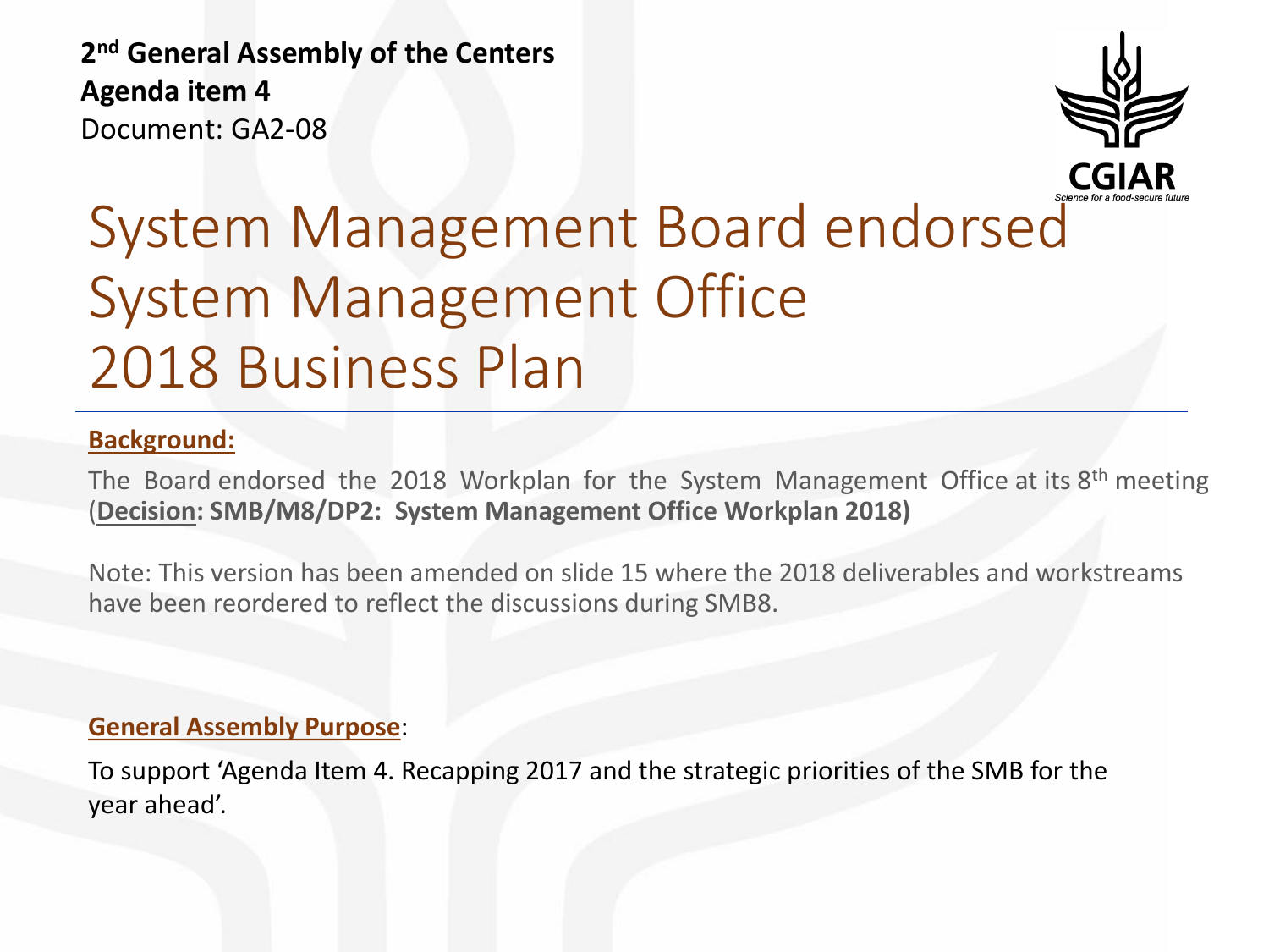**2nd General Assembly of the Centers**
**Agenda item 4**
Document: GA2-08

# System Management Board endorsed System Management Office 2018 Business Plan

**Background:**

The Board endorsed the 2018 Workplan for the System Management Office at its 8th meeting (**Decision: SMB/M8/DP2: System Management Office Workplan 2018)**

Note: This version has been amended on slide 15 where the 2018 deliverables and workstreams have been reordered to reflect the discussions during SMB8.

**General Assembly Purpose**:

To support 'Agenda Item 4. Recapping 2017 and the strategic priorities of the SMB for the year ahead'.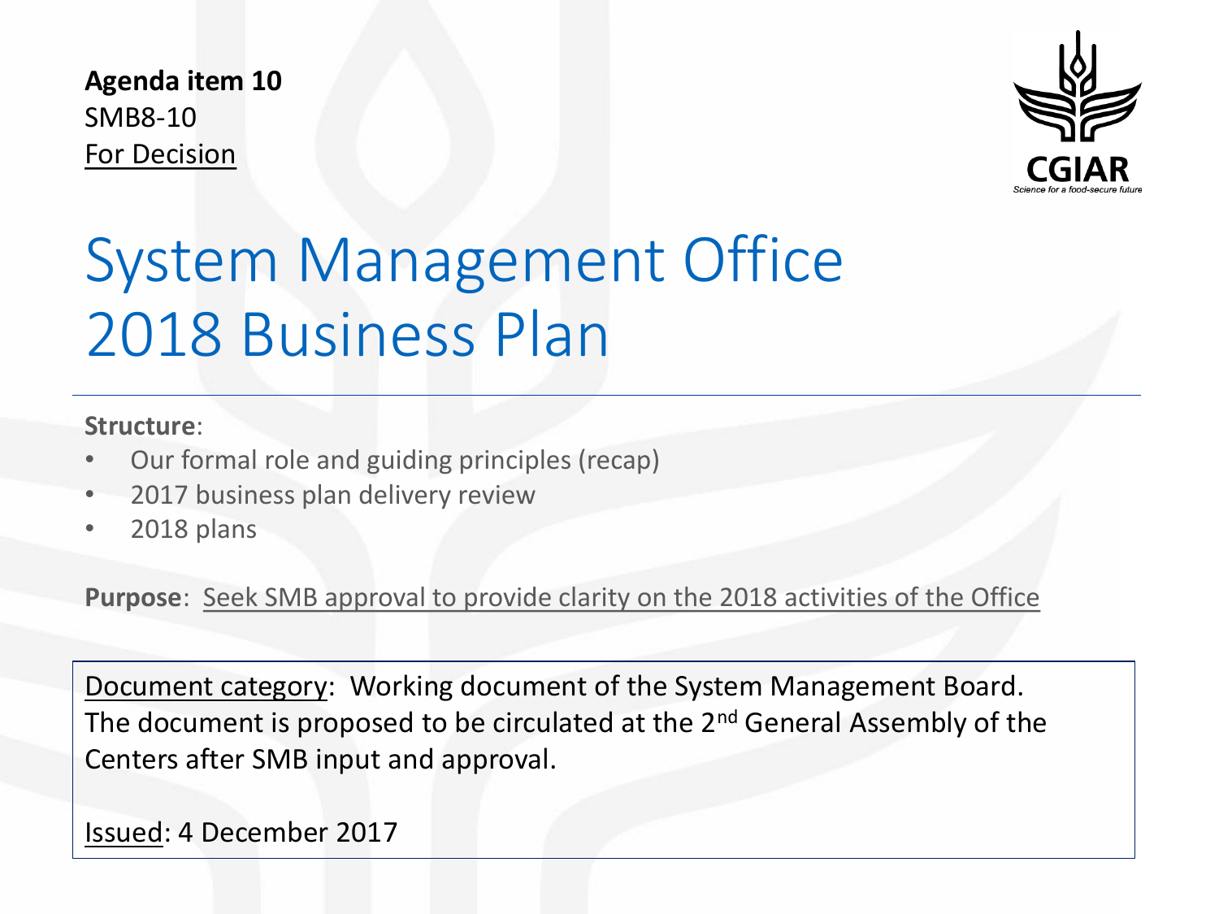**Agenda item 10**
SMB8-10
For Decision

# System Management Office 2018 Business Plan

**Structure**:

- Our formal role and guiding principles (recap)
- 2017 business plan delivery review
- 2018 plans

**Purpose**: Seek SMB approval to provide clarity on the 2018 activities of the Office

Document category: Working document of the System Management Board. The document is proposed to be circulated at the 2nd General Assembly of the Centers after SMB input and approval.

Issued: 4 December 2017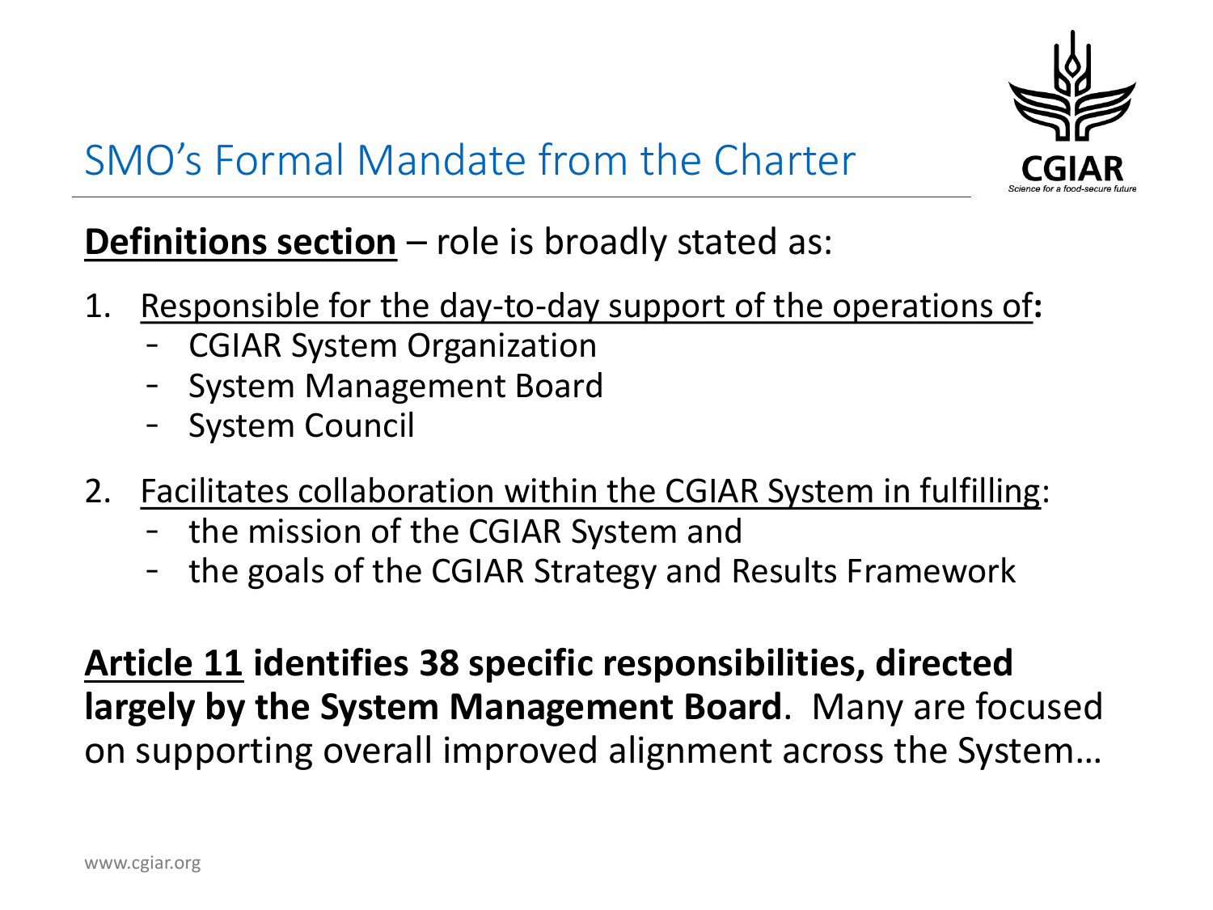# SMO's Formal Mandate from the Charter

**Definitions section** – role is broadly stated as:

1. Responsible for the day-to-day support of the operations of**:**
   - CGIAR System Organization
   - System Management Board
   - System Council
2. Facilitates collaboration within the CGIAR System in fulfilling:
   - the mission of the CGIAR System and
   - the goals of the CGIAR Strategy and Results Framework

**Article 11 identifies 38 specific responsibilities, directed largely by the System Management Board**. Many are focused on supporting overall improved alignment across the System…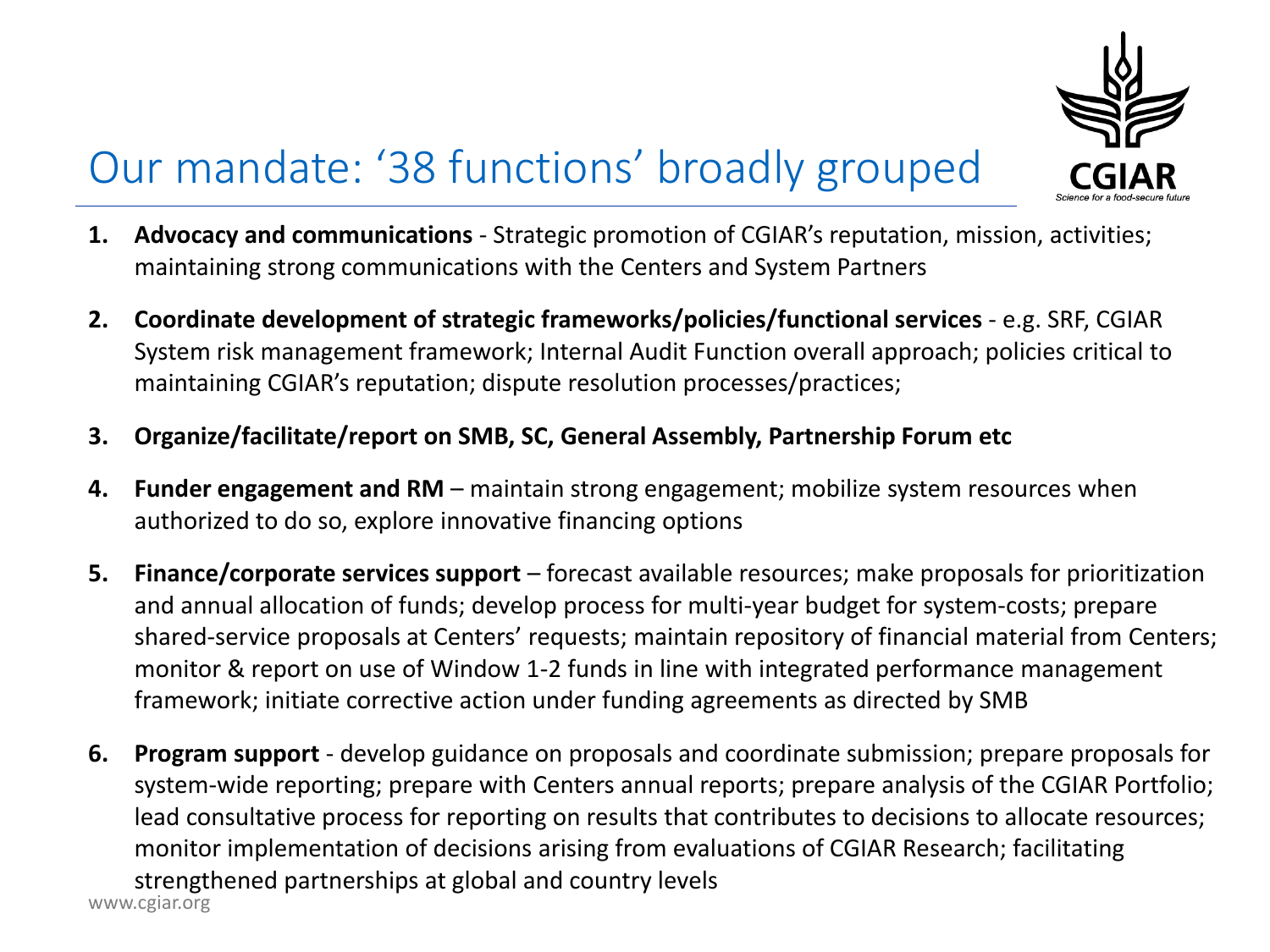# Our mandate: '38 functions' broadly grouped

1. **Advocacy and communications** - Strategic promotion of CGIAR's reputation, mission, activities; maintaining strong communications with the Centers and System Partners

2. **Coordinate development of strategic frameworks/policies/functional services** - e.g. SRF, CGIAR System risk management framework; Internal Audit Function overall approach; policies critical to maintaining CGIAR's reputation; dispute resolution processes/practices;

3. **Organize/facilitate/report on SMB, SC, General Assembly, Partnership Forum etc**

4. **Funder engagement and RM** – maintain strong engagement; mobilize system resources when authorized to do so, explore innovative financing options

5. **Finance/corporate services support** – forecast available resources; make proposals for prioritization and annual allocation of funds; develop process for multi-year budget for system-costs; prepare shared-service proposals at Centers' requests; maintain repository of financial material from Centers; monitor & report on use of Window 1-2 funds in line with integrated performance management framework; initiate corrective action under funding agreements as directed by SMB

6. **Program support** - develop guidance on proposals and coordinate submission; prepare proposals for system-wide reporting; prepare with Centers annual reports; prepare analysis of the CGIAR Portfolio; lead consultative process for reporting on results that contributes to decisions to allocate resources; monitor implementation of decisions arising from evaluations of CGIAR Research; facilitating strengthened partnerships at global and country levels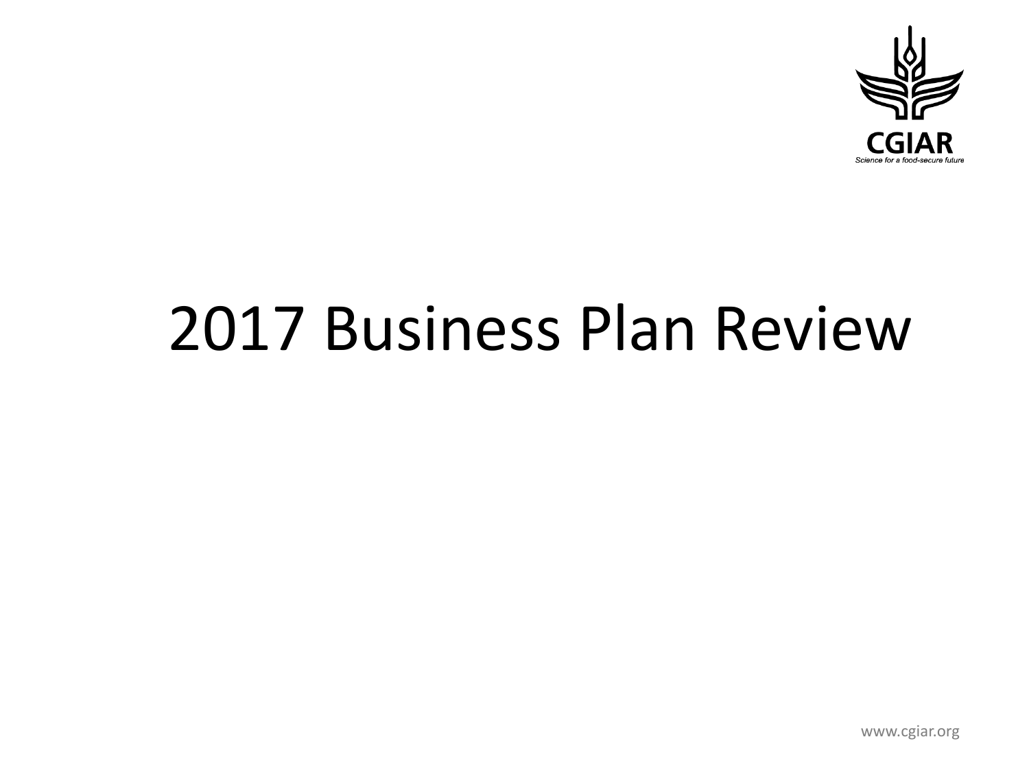# 2017 Business Plan Review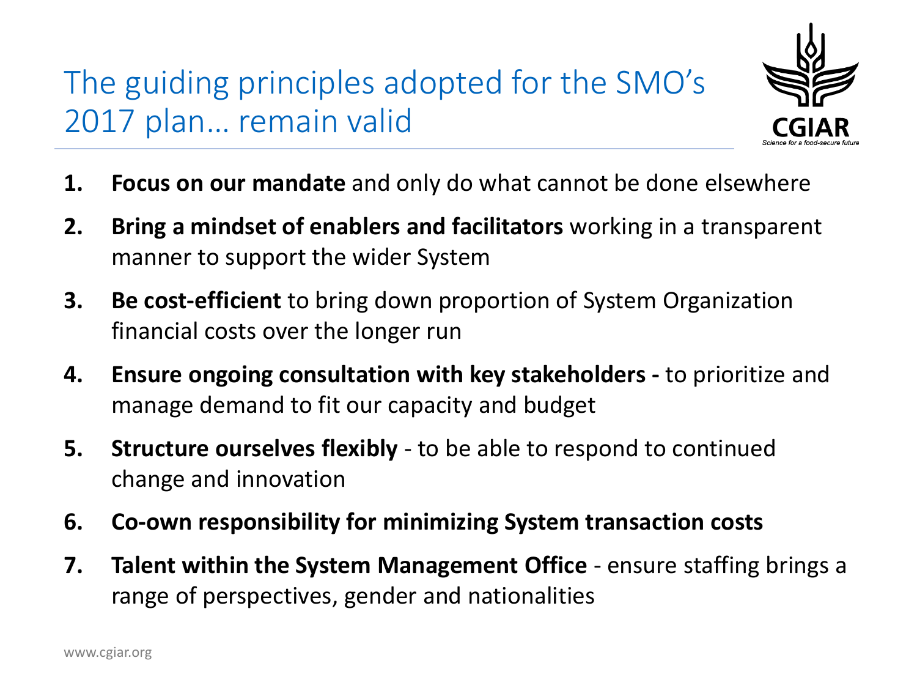# The guiding principles adopted for the SMO's 2017 plan… remain valid

1. **Focus on our mandate** and only do what cannot be done elsewhere
2. **Bring a mindset of enablers and facilitators** working in a transparent manner to support the wider System
3. **Be cost-efficient** to bring down proportion of System Organization financial costs over the longer run
4. **Ensure ongoing consultation with key stakeholders -** to prioritize and manage demand to fit our capacity and budget
5. **Structure ourselves flexibly** - to be able to respond to continued change and innovation
6. **Co-own responsibility for minimizing System transaction costs**
7. **Talent within the System Management Office** - ensure staffing brings a range of perspectives, gender and nationalities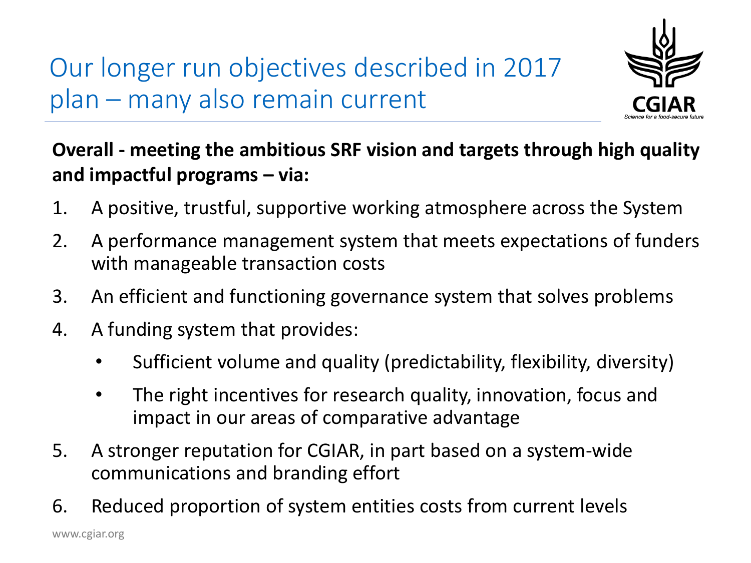# Our longer run objectives described in 2017 plan – many also remain current

**Overall - meeting the ambitious SRF vision and targets through high quality and impactful programs – via:**

1. A positive, trustful, supportive working atmosphere across the System
2. A performance management system that meets expectations of funders with manageable transaction costs
3. An efficient and functioning governance system that solves problems
4. A funding system that provides:
    - Sufficient volume and quality (predictability, flexibility, diversity)
    - The right incentives for research quality, innovation, focus and impact in our areas of comparative advantage
5. A stronger reputation for CGIAR, in part based on a system-wide communications and branding effort
6. Reduced proportion of system entities costs from current levels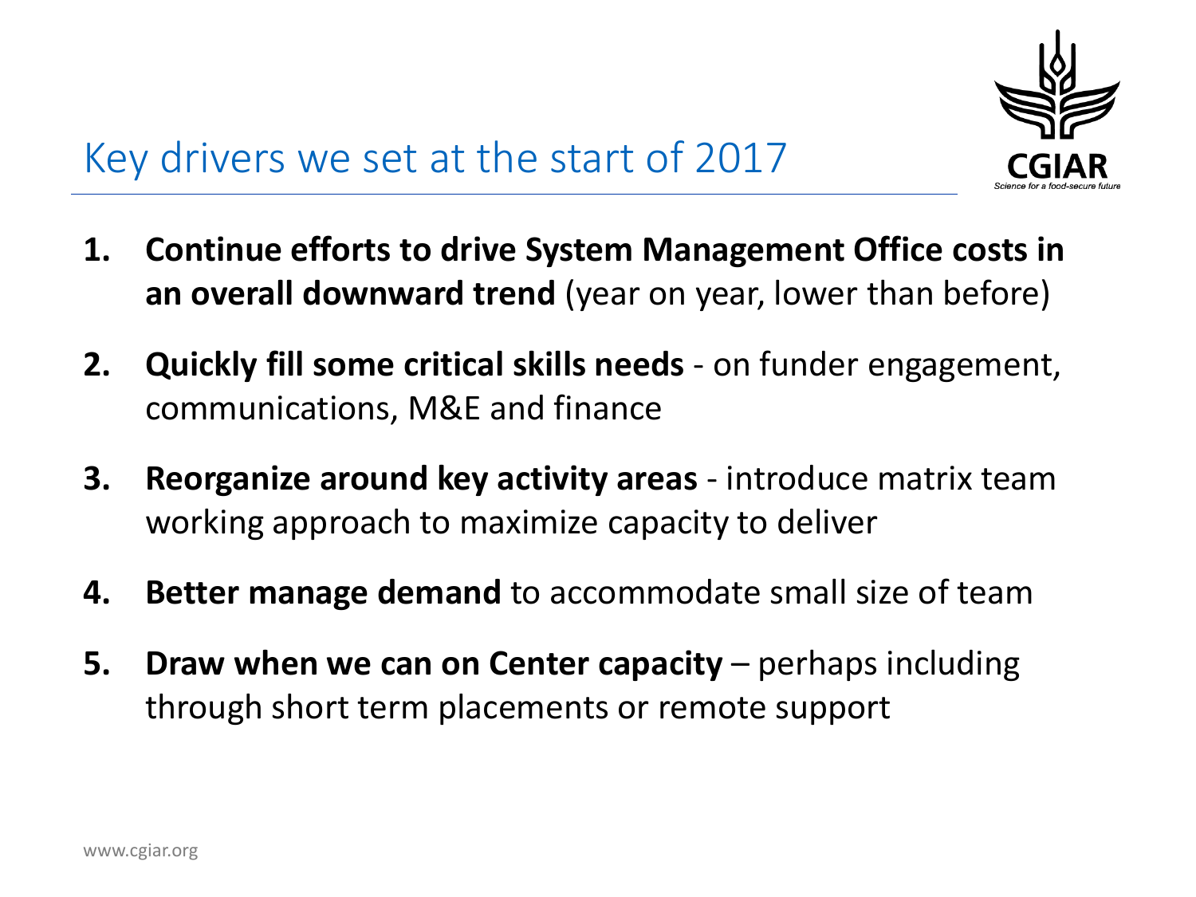# Key drivers we set at the start of 2017

1. **Continue efforts to drive System Management Office costs in an overall downward trend** (year on year, lower than before)
2. **Quickly fill some critical skills needs** - on funder engagement, communications, M&E and finance
3. **Reorganize around key activity areas** - introduce matrix team working approach to maximize capacity to deliver
4. **Better manage demand** to accommodate small size of team
5. **Draw when we can on Center capacity** – perhaps including through short term placements or remote support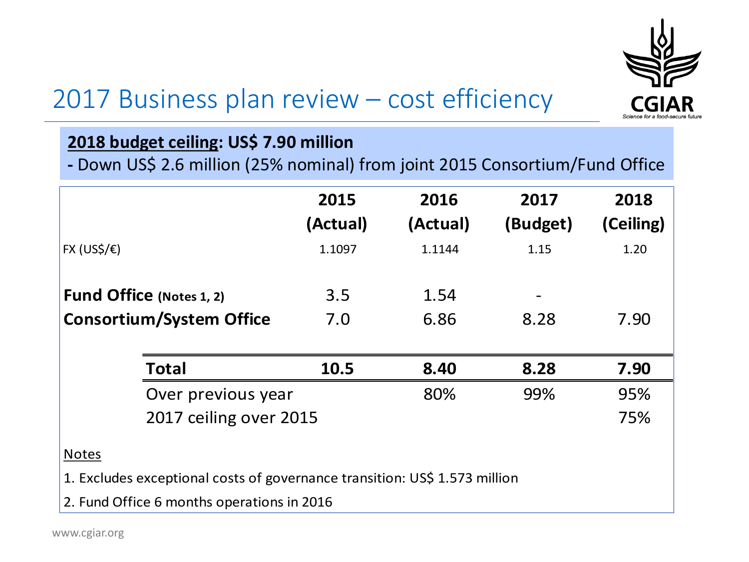# 2017 Business plan review – cost efficiency

**2018 budget ceiling: US$ 7.90 million**

**-** Down US$ 2.6 million (25% nominal) from joint 2015 Consortium/Fund Office

| | 2015 (Actual) | 2016 (Actual) | 2017 (Budget) | 2018 (Ceiling) |
|---|---|---|---|---|
| FX (US$/€) | 1.1097 | 1.1144 | 1.15 | 1.20 |
| **Fund Office (Notes 1, 2)** | 3.5 | 1.54 | - | |
| **Consortium/System Office** | 7.0 | 6.86 | 8.28 | 7.90 |
| **Total** | **10.5** | **8.40** | **8.28** | **7.90** |
| Over previous year | | 80% | 99% | 95% |
| 2017 ceiling over 2015 | | | | 75% |

Notes

1. Excludes exceptional costs of governance transition: US$ 1.573 million
2. Fund Office 6 months operations in 2016

www.cgiar.org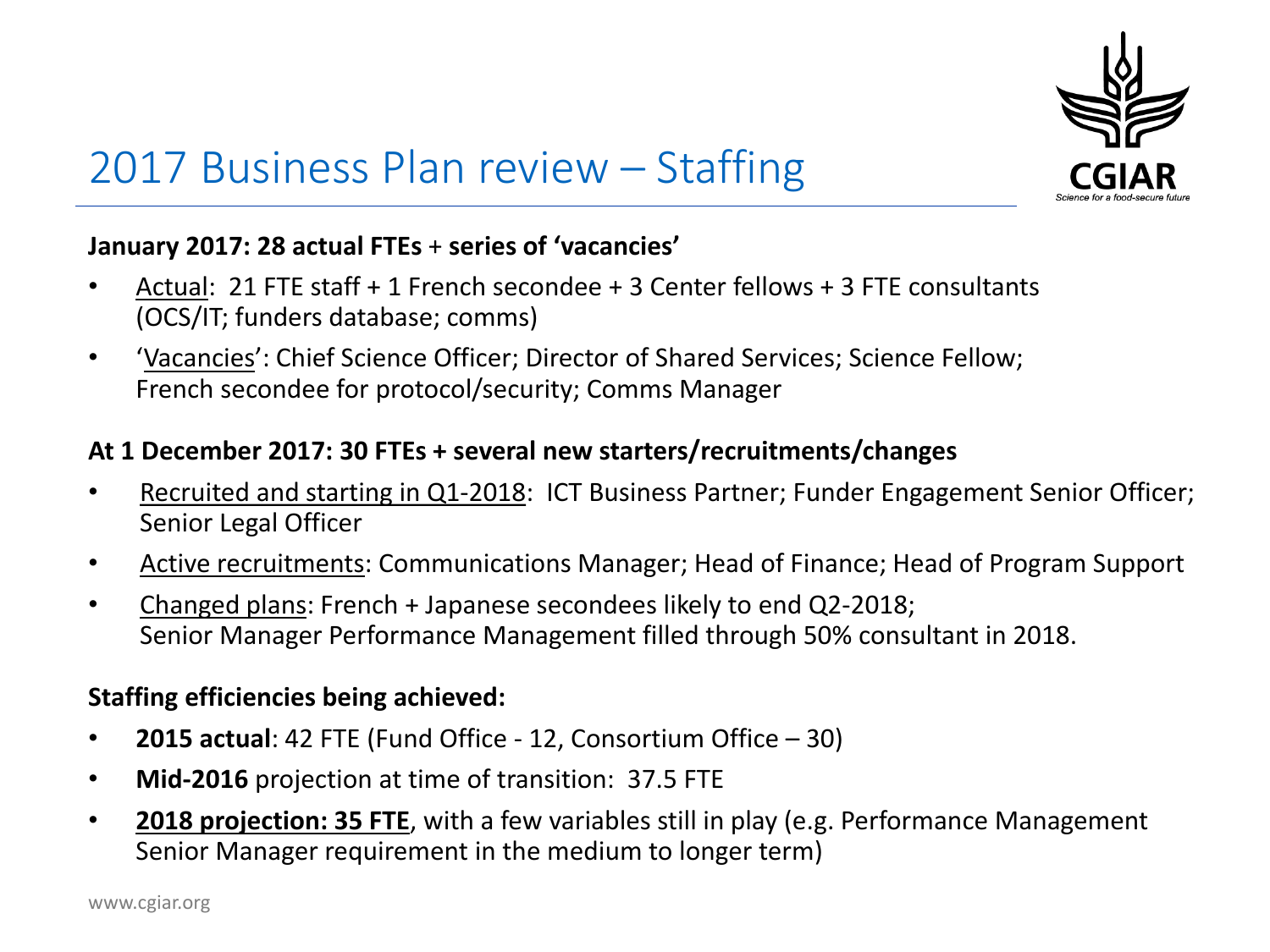# 2017 Business Plan review – Staffing

**January 2017: 28 actual FTEs** + **series of 'vacancies'**

- Actual: 21 FTE staff + 1 French secondee + 3 Center fellows + 3 FTE consultants (OCS/IT; funders database; comms)
- 'Vacancies': Chief Science Officer; Director of Shared Services; Science Fellow; French secondee for protocol/security; Comms Manager

**At 1 December 2017: 30 FTEs + several new starters/recruitments/changes**

- Recruited and starting in Q1-2018: ICT Business Partner; Funder Engagement Senior Officer; Senior Legal Officer
- Active recruitments: Communications Manager; Head of Finance; Head of Program Support
- Changed plans: French + Japanese secondees likely to end Q2-2018; Senior Manager Performance Management filled through 50% consultant in 2018.

**Staffing efficiencies being achieved:**

- **2015 actual**: 42 FTE (Fund Office - 12, Consortium Office – 30)
- **Mid-2016** projection at time of transition: 37.5 FTE
- **2018 projection: 35 FTE**, with a few variables still in play (e.g. Performance Management Senior Manager requirement in the medium to longer term)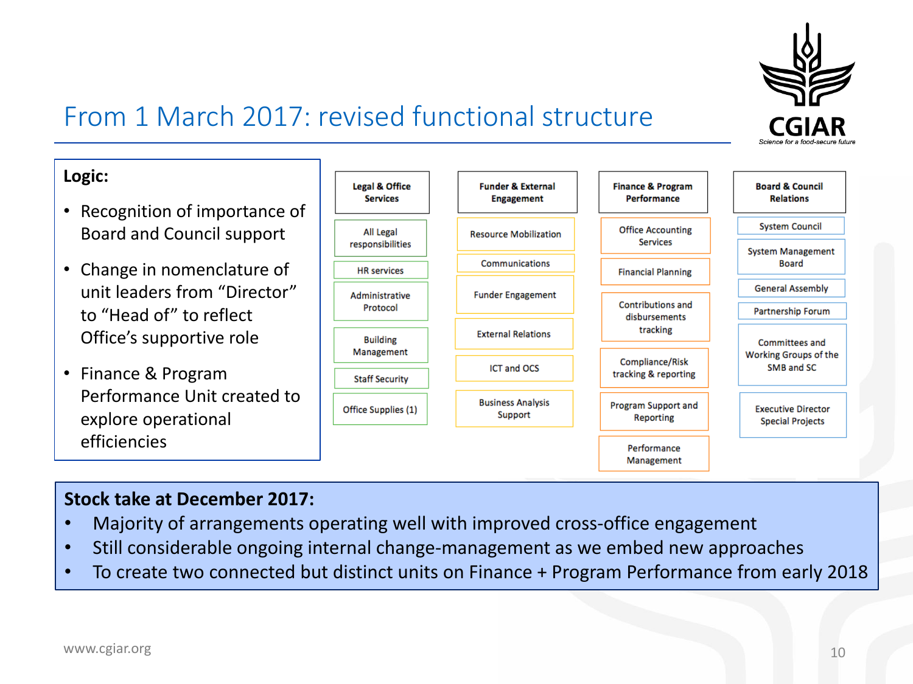# From 1 March 2017: revised functional structure

**Logic:**

- Recognition of importance of Board and Council support
- Change in nomenclature of unit leaders from "Director" to "Head of" to reflect Office's supportive role
- Finance & Program Performance Unit created to explore operational efficiencies

| Legal & Office Services | Funder & External Engagement | Finance & Program Performance | Board & Council Relations |
|---|---|---|---|
| All Legal responsibilities | Resource Mobilization | Office Accounting Services | System Council |
| HR services | Communications | Financial Planning | System Management Board |
| Administrative Protocol | Funder Engagement | Contributions and disbursements tracking | General Assembly |
| Building Management | External Relations | Compliance/Risk tracking & reporting | Partnership Forum |
| Staff Security | ICT and OCS | Program Support and Reporting | Committees and Working Groups of the SMB and SC |
| Office Supplies (1) | Business Analysis Support | Performance Management | Executive Director Special Projects |

**Stock take at December 2017:**

- Majority of arrangements operating well with improved cross-office engagement
- Still considerable ongoing internal change-management as we embed new approaches
- To create two connected but distinct units on Finance + Program Performance from early 2018

www.cgiar.org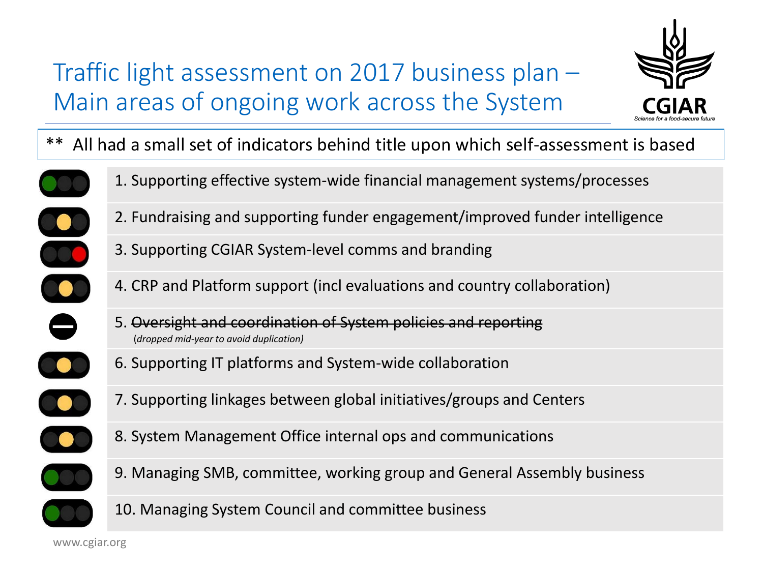# Traffic light assessment on 2017 business plan – Main areas of ongoing work across the System

** All had a small set of indicators behind title upon which self-assessment is based

| Status | Area |
|---|---|
| Green | 1. Supporting effective system-wide financial management systems/processes |
| Amber | 2. Fundraising and supporting funder engagement/improved funder intelligence |
| Red | 3. Supporting CGIAR System-level comms and branding |
| Amber | 4. CRP and Platform support (incl evaluations and country collaboration) |
| Dropped | 5. ~~Oversight and coordination of System policies and reporting~~ *(dropped mid-year to avoid duplication)* |
| Amber | 6. Supporting IT platforms and System-wide collaboration |
| Amber | 7. Supporting linkages between global initiatives/groups and Centers |
| Amber | 8. System Management Office internal ops and communications |
| Green | 9. Managing SMB, committee, working group and General Assembly business |
| Green | 10. Managing System Council and committee business |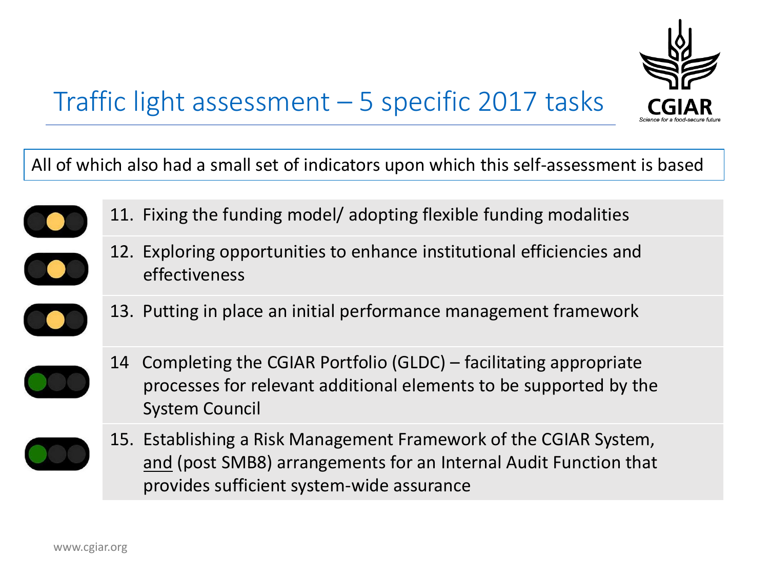# Traffic light assessment – 5 specific 2017 tasks

All of which also had a small set of indicators upon which this self-assessment is based

11. Fixing the funding model/ adopting flexible funding modalities
12. Exploring opportunities to enhance institutional efficiencies and effectiveness
13. Putting in place an initial performance management framework
14. Completing the CGIAR Portfolio (GLDC) – facilitating appropriate processes for relevant additional elements to be supported by the System Council
15. Establishing a Risk Management Framework of the CGIAR System, <u>and</u> (post SMB8) arrangements for an Internal Audit Function that provides sufficient system-wide assurance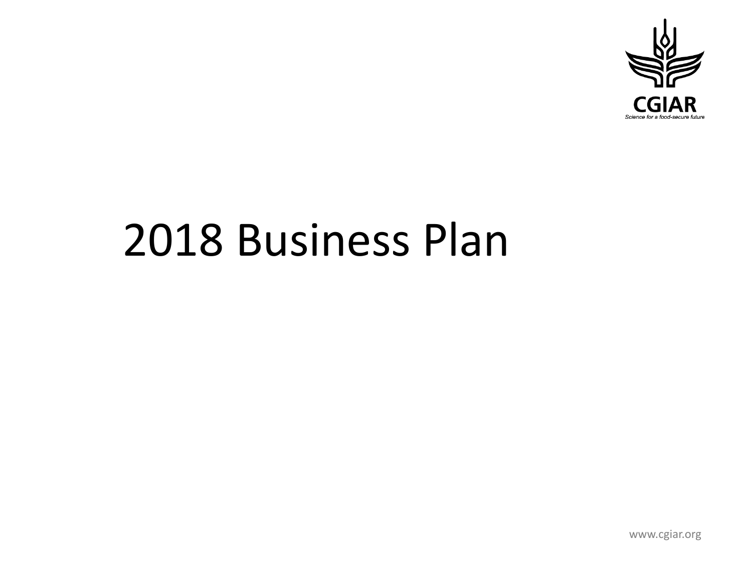# 2018 Business Plan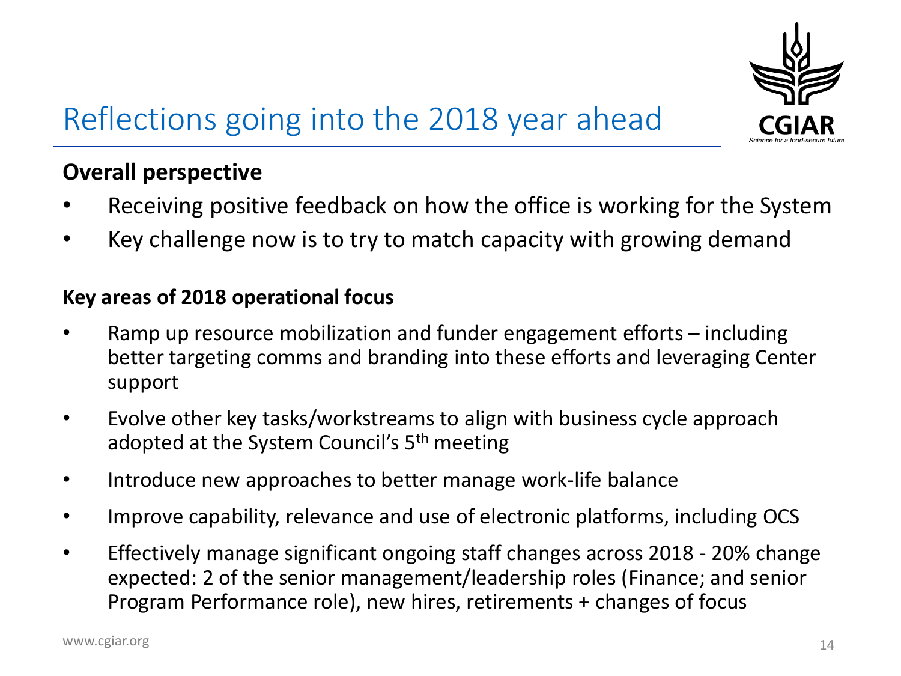# Reflections going into the 2018 year ahead

**Overall perspective**

- Receiving positive feedback on how the office is working for the System
- Key challenge now is to try to match capacity with growing demand

**Key areas of 2018 operational focus**

- Ramp up resource mobilization and funder engagement efforts – including better targeting comms and branding into these efforts and leveraging Center support
- Evolve other key tasks/workstreams to align with business cycle approach adopted at the System Council's 5th meeting
- Introduce new approaches to better manage work-life balance
- Improve capability, relevance and use of electronic platforms, including OCS
- Effectively manage significant ongoing staff changes across 2018 - 20% change expected: 2 of the senior management/leadership roles (Finance; and senior Program Performance role), new hires, retirements + changes of focus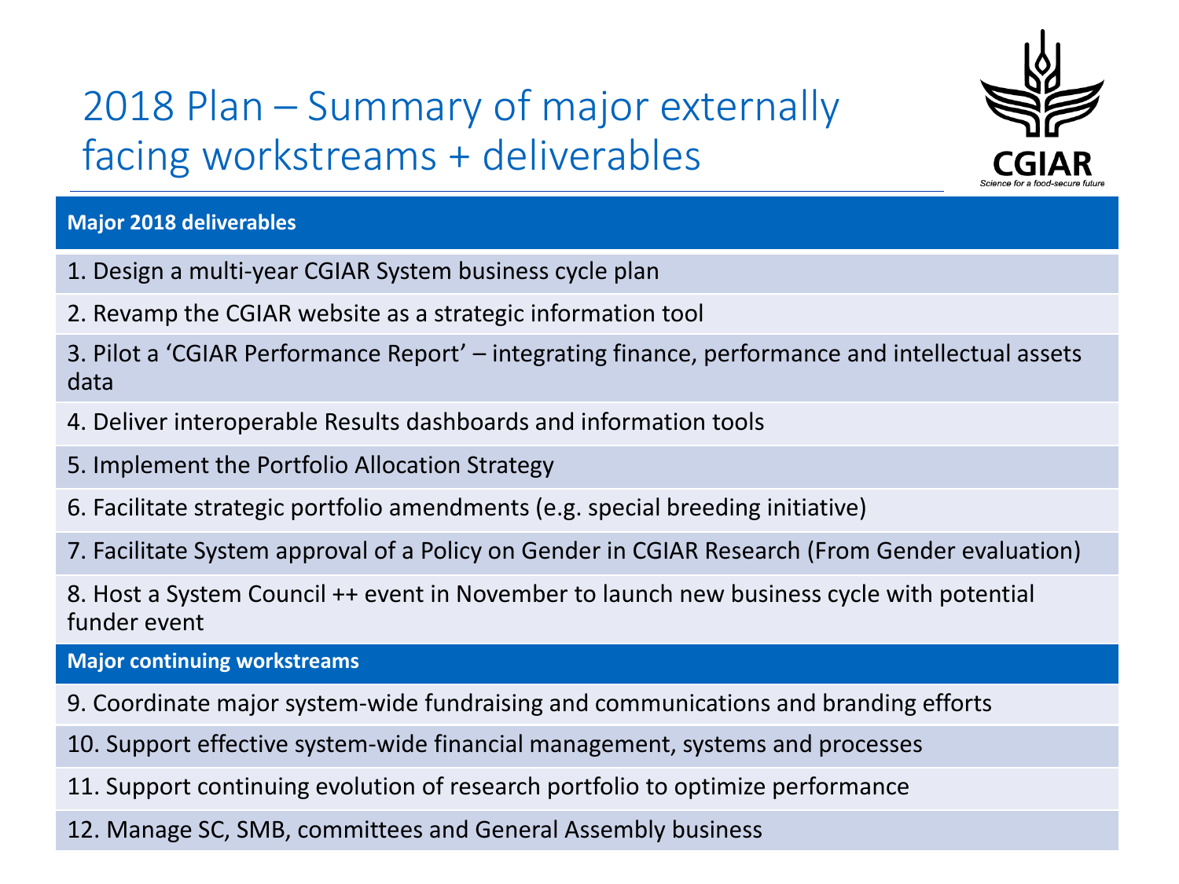# 2018 Plan – Summary of major externally facing workstreams + deliverables

| Major 2018 deliverables |
| --- |
| 1. Design a multi-year CGIAR System business cycle plan |
| 2. Revamp the CGIAR website as a strategic information tool |
| 3. Pilot a 'CGIAR Performance Report' – integrating finance, performance and intellectual assets data |
| 4. Deliver interoperable Results dashboards and information tools |
| 5. Implement the Portfolio Allocation Strategy |
| 6. Facilitate strategic portfolio amendments (e.g. special breeding initiative) |
| 7. Facilitate System approval of a Policy on Gender in CGIAR Research (From Gender evaluation) |
| 8. Host a System Council ++ event in November to launch new business cycle with potential funder event |
| **Major continuing workstreams** |
| 9. Coordinate major system-wide fundraising and communications and branding efforts |
| 10. Support effective system-wide financial management, systems and processes |
| 11. Support continuing evolution of research portfolio to optimize performance |
| 12. Manage SC, SMB, committees and General Assembly business |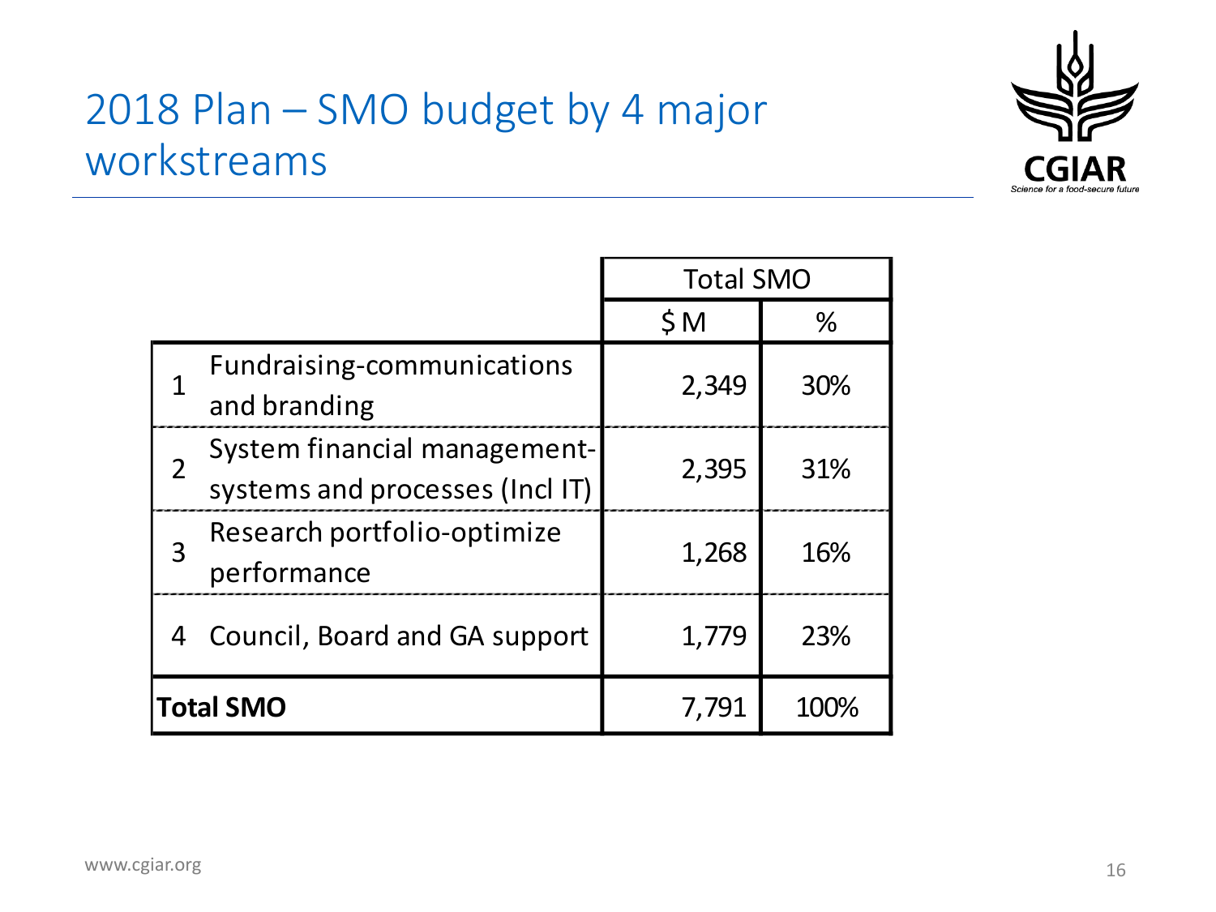# 2018 Plan – SMO budget by 4 major workstreams

| | | Total SMO | |
|---|---|---|---|
| | | $ M | % |
| 1 | Fundraising-communications and branding | 2,349 | 30% |
| 2 | System financial management-systems and processes (Incl IT) | 2,395 | 31% |
| 3 | Research portfolio-optimize performance | 1,268 | 16% |
| 4 | Council, Board and GA support | 1,779 | 23% |
| **Total SMO** | | 7,791 | 100% |

www.cgiar.org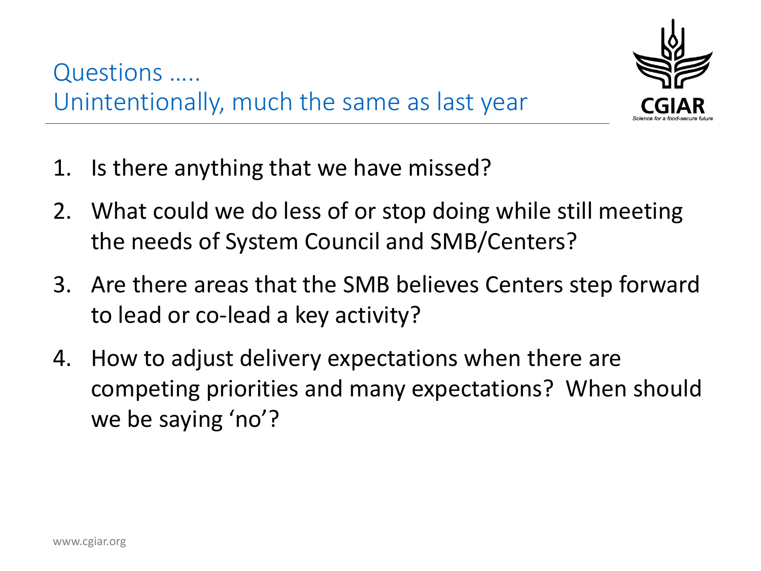# Questions .....
## Unintentionally, much the same as last year

1. Is there anything that we have missed?
2. What could we do less of or stop doing while still meeting the needs of System Council and SMB/Centers?
3. Are there areas that the SMB believes Centers step forward to lead or co-lead a key activity?
4. How to adjust delivery expectations when there are competing priorities and many expectations? When should we be saying 'no'?